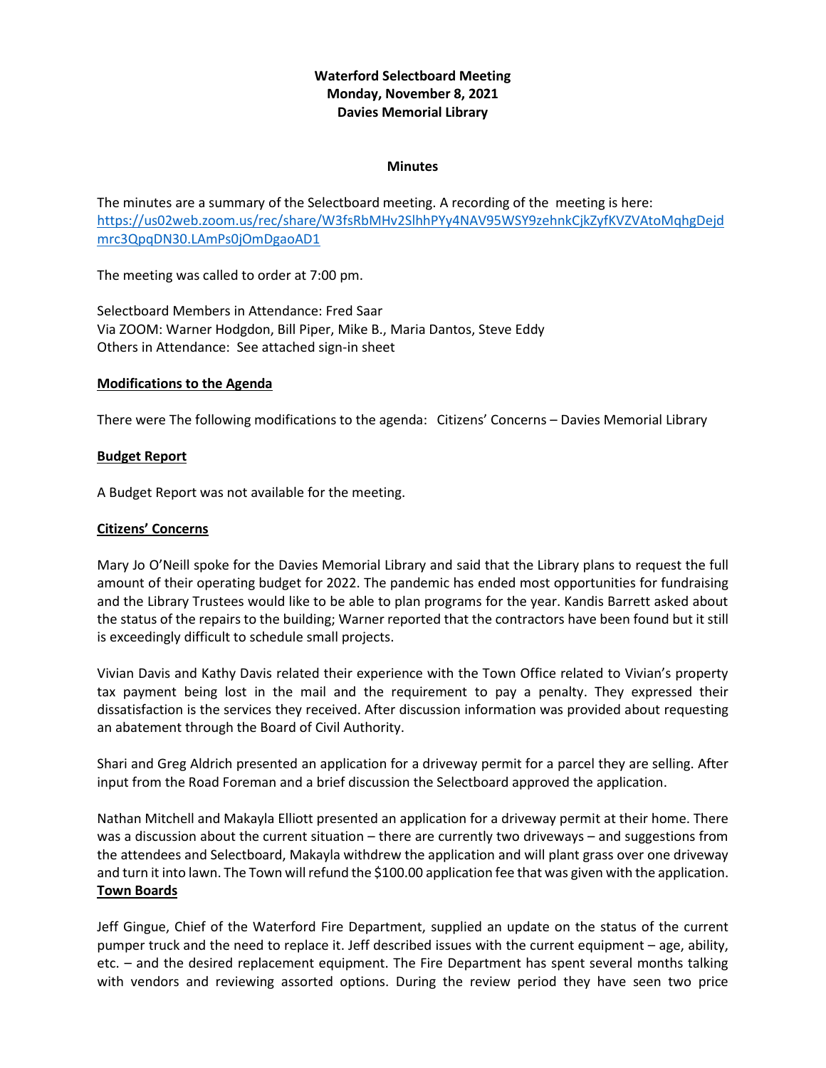**Waterford Selectboard Meeting**
**Monday, November 8, 2021**
**Davies Memorial Library**

**Minutes**

The minutes are a summary of the Selectboard meeting. A recording of the meeting is here: https://us02web.zoom.us/rec/share/W3fsRbMHv2SlhhPYy4NAV95WSY9zehnkCjkZyfKVZVAtoMqhgDejdmrc3QpqDN30.LAmPs0jOmDgaoAD1

The meeting was called to order at 7:00 pm.

Selectboard Members in Attendance: Fred Saar
Via ZOOM: Warner Hodgdon, Bill Piper, Mike B., Maria Dantos, Steve Eddy
Others in Attendance: See attached sign-in sheet

**Modifications to the Agenda**

There were The following modifications to the agenda: Citizens' Concerns – Davies Memorial Library

**Budget Report**

A Budget Report was not available for the meeting.

**Citizens' Concerns**

Mary Jo O'Neill spoke for the Davies Memorial Library and said that the Library plans to request the full amount of their operating budget for 2022. The pandemic has ended most opportunities for fundraising and the Library Trustees would like to be able to plan programs for the year. Kandis Barrett asked about the status of the repairs to the building; Warner reported that the contractors have been found but it still is exceedingly difficult to schedule small projects.

Vivian Davis and Kathy Davis related their experience with the Town Office related to Vivian's property tax payment being lost in the mail and the requirement to pay a penalty. They expressed their dissatisfaction is the services they received. After discussion information was provided about requesting an abatement through the Board of Civil Authority.

Shari and Greg Aldrich presented an application for a driveway permit for a parcel they are selling. After input from the Road Foreman and a brief discussion the Selectboard approved the application.

Nathan Mitchell and Makayla Elliott presented an application for a driveway permit at their home. There was a discussion about the current situation – there are currently two driveways – and suggestions from the attendees and Selectboard, Makayla withdrew the application and will plant grass over one driveway and turn it into lawn. The Town will refund the $100.00 application fee that was given with the application.

**Town Boards**

Jeff Gingue, Chief of the Waterford Fire Department, supplied an update on the status of the current pumper truck and the need to replace it. Jeff described issues with the current equipment – age, ability, etc. – and the desired replacement equipment. The Fire Department has spent several months talking with vendors and reviewing assorted options. During the review period they have seen two price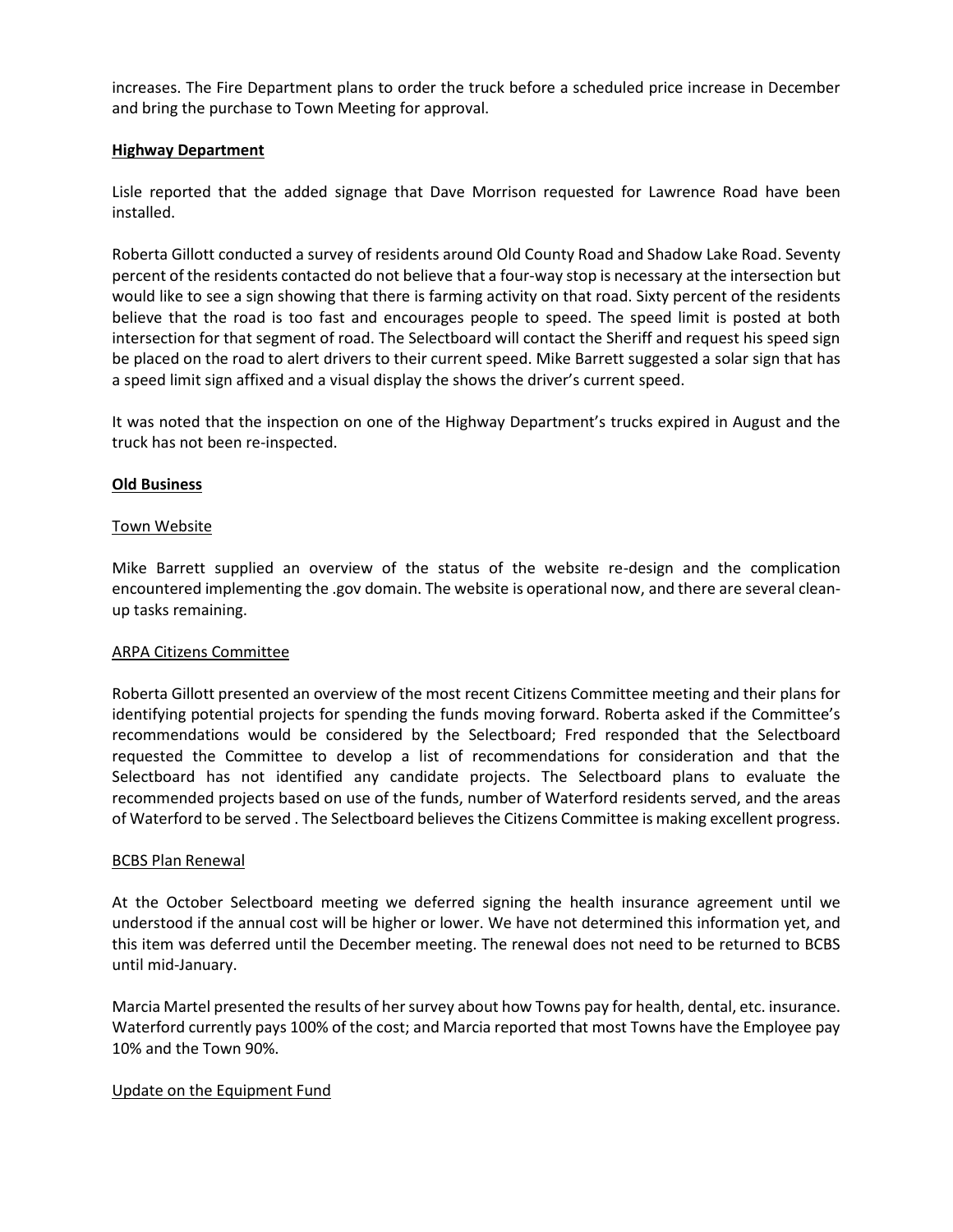increases. The Fire Department plans to order the truck before a scheduled price increase in December and bring the purchase to Town Meeting for approval.

**Highway Department**

Lisle reported that the added signage that Dave Morrison requested for Lawrence Road have been installed.

Roberta Gillott conducted a survey of residents around Old County Road and Shadow Lake Road. Seventy percent of the residents contacted do not believe that a four-way stop is necessary at the intersection but would like to see a sign showing that there is farming activity on that road. Sixty percent of the residents believe that the road is too fast and encourages people to speed. The speed limit is posted at both intersection for that segment of road. The Selectboard will contact the Sheriff and request his speed sign be placed on the road to alert drivers to their current speed. Mike Barrett suggested a solar sign that has a speed limit sign affixed and a visual display the shows the driver's current speed.

It was noted that the inspection on one of the Highway Department's trucks expired in August and the truck has not been re-inspected.

**Old Business**

Town Website

Mike Barrett supplied an overview of the status of the website re-design and the complication encountered implementing the .gov domain. The website is operational now, and there are several clean-up tasks remaining.

ARPA Citizens Committee

Roberta Gillott presented an overview of the most recent Citizens Committee meeting and their plans for identifying potential projects for spending the funds moving forward. Roberta asked if the Committee's recommendations would be considered by the Selectboard; Fred responded that the Selectboard requested the Committee to develop a list of recommendations for consideration and that the Selectboard has not identified any candidate projects. The Selectboard plans to evaluate the recommended projects based on use of the funds, number of Waterford residents served, and the areas of Waterford to be served . The Selectboard believes the Citizens Committee is making excellent progress.

BCBS Plan Renewal

At the October Selectboard meeting we deferred signing the health insurance agreement until we understood if the annual cost will be higher or lower. We have not determined this information yet, and this item was deferred until the December meeting. The renewal does not need to be returned to BCBS until mid-January.

Marcia Martel presented the results of her survey about how Towns pay for health, dental, etc. insurance. Waterford currently pays 100% of the cost; and Marcia reported that most Towns have the Employee pay 10% and the Town 90%.

Update on the Equipment Fund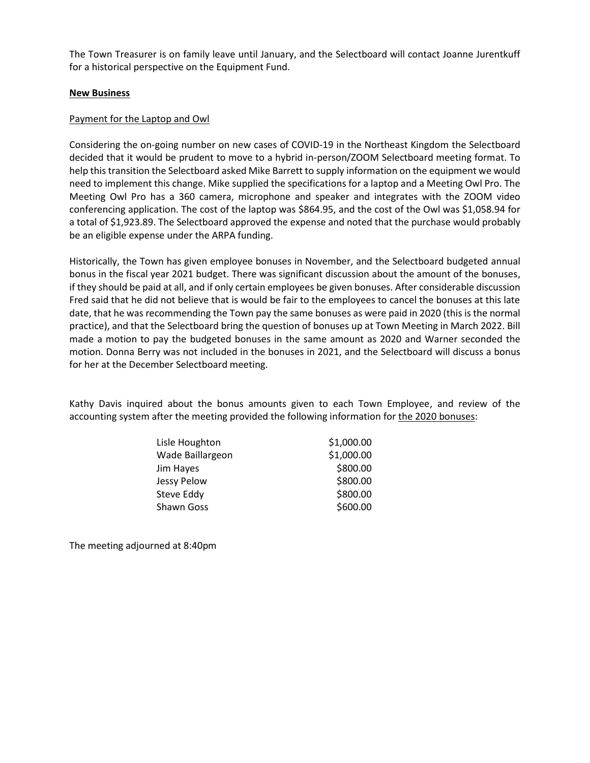The Town Treasurer is on family leave until January, and the Selectboard will contact Joanne Jurentkuff for a historical perspective on the Equipment Fund.

**New Business**

Payment for the Laptop and Owl

Considering the on-going number on new cases of COVID-19 in the Northeast Kingdom the Selectboard decided that it would be prudent to move to a hybrid in-person/ZOOM Selectboard meeting format. To help this transition the Selectboard asked Mike Barrett to supply information on the equipment we would need to implement this change. Mike supplied the specifications for a laptop and a Meeting Owl Pro. The Meeting Owl Pro has a 360 camera, microphone and speaker and integrates with the ZOOM video conferencing application. The cost of the laptop was $864.95, and the cost of the Owl was $1,058.94 for a total of $1,923.89. The Selectboard approved the expense and noted that the purchase would probably be an eligible expense under the ARPA funding.

Historically, the Town has given employee bonuses in November, and the Selectboard budgeted annual bonus in the fiscal year 2021 budget. There was significant discussion about the amount of the bonuses, if they should be paid at all, and if only certain employees be given bonuses. After considerable discussion Fred said that he did not believe that is would be fair to the employees to cancel the bonuses at this late date, that he was recommending the Town pay the same bonuses as were paid in 2020 (this is the normal practice), and that the Selectboard bring the question of bonuses up at Town Meeting in March 2022. Bill made a motion to pay the budgeted bonuses in the same amount as 2020 and Warner seconded the motion. Donna Berry was not included in the bonuses in 2021, and the Selectboard will discuss a bonus for her at the December Selectboard meeting.

Kathy Davis inquired about the bonus amounts given to each Town Employee, and review of the accounting system after the meeting provided the following information for the 2020 bonuses:

| | |
|---|---|
| Lisle Houghton | $1,000.00 |
| Wade Baillargeon | $1,000.00 |
| Jim Hayes | $800.00 |
| Jessy Pelow | $800.00 |
| Steve Eddy | $800.00 |
| Shawn Goss | $600.00 |

The meeting adjourned at 8:40pm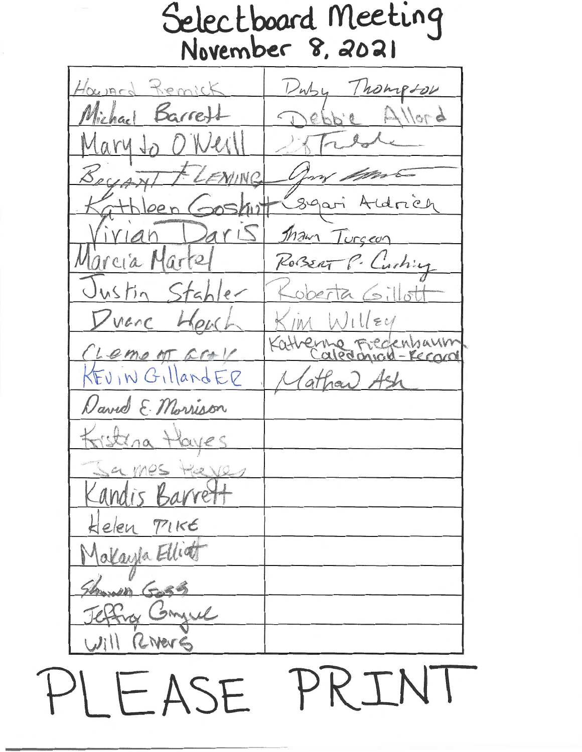# Selectboard Meeting
## November 8, 2021

| | |
|---|---|
| Howard Remick | Duby Thompson |
| Michael Barrett | Debbie Allard |
| Mary Jo O'Neill | [illegible signature] |
| Bryant Fleming | [illegible signature] |
| Kathleen Goskin | Sigari Aldrich |
| Vivian Daris | Shawn Turgeon |
| Marcia Martel | Robert P. Cushing |
| Justin Stahler | Roberta Gillott |
| Duane Heach | Kim Willey |
| Clement Gray | Katherine Fredenbaum Caledonian-Record |
| KEVIN GillandER | Mathew Ash |
| David E. Morrison | |
| Kristina Hayes | |
| James Hayes | |
| Kandis Barrett | |
| Helen Pike | |
| Makayla Elliott | |
| Shawn Goss | |
| Jeffrey Gingue | |
| Will Rivers | |

PLEASE PRINT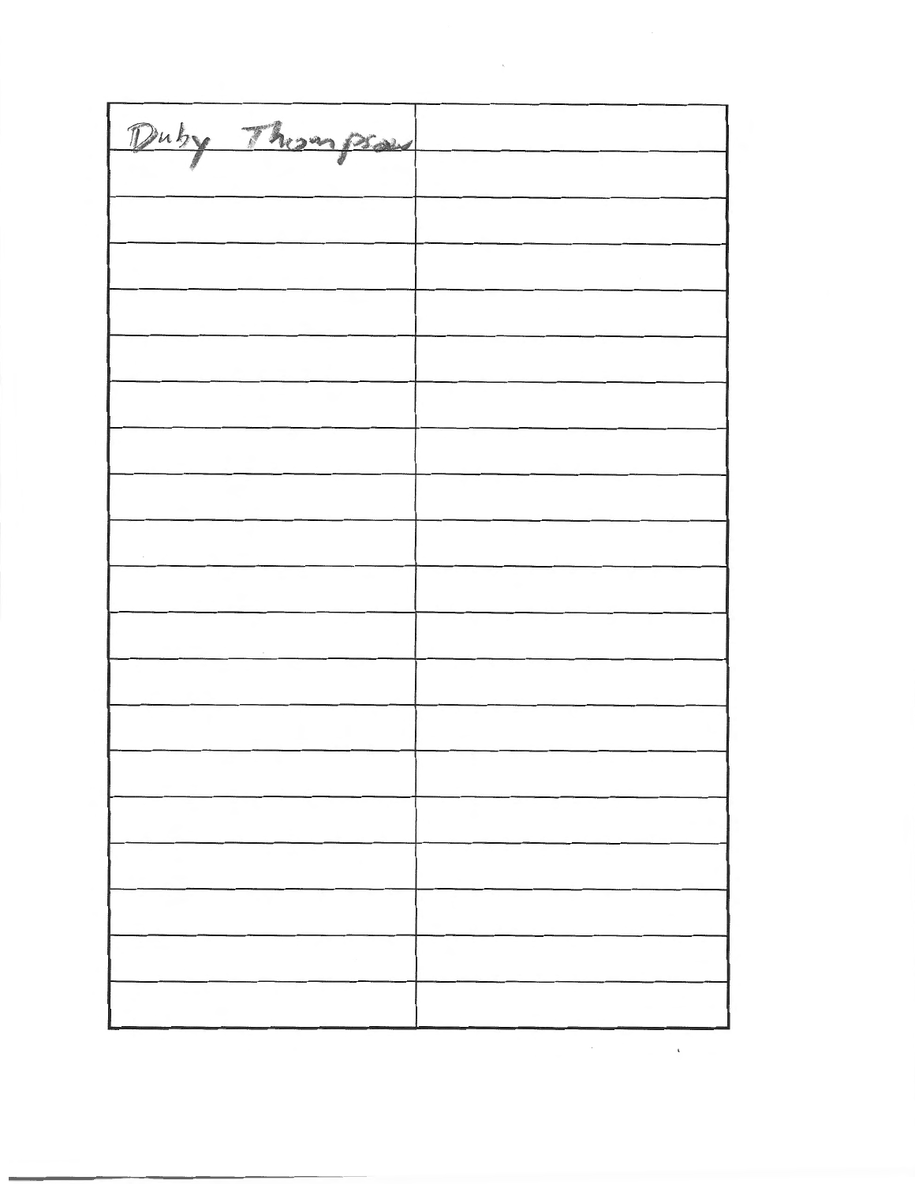| | |
|---|---|
| Duby Thompson | |
| | |
| | |
| | |
| | |
| | |
| | |
| | |
| | |
| | |
| | |
| | |
| | |
| | |
| | |
| | |
| | |
| | |
| | |
| | |